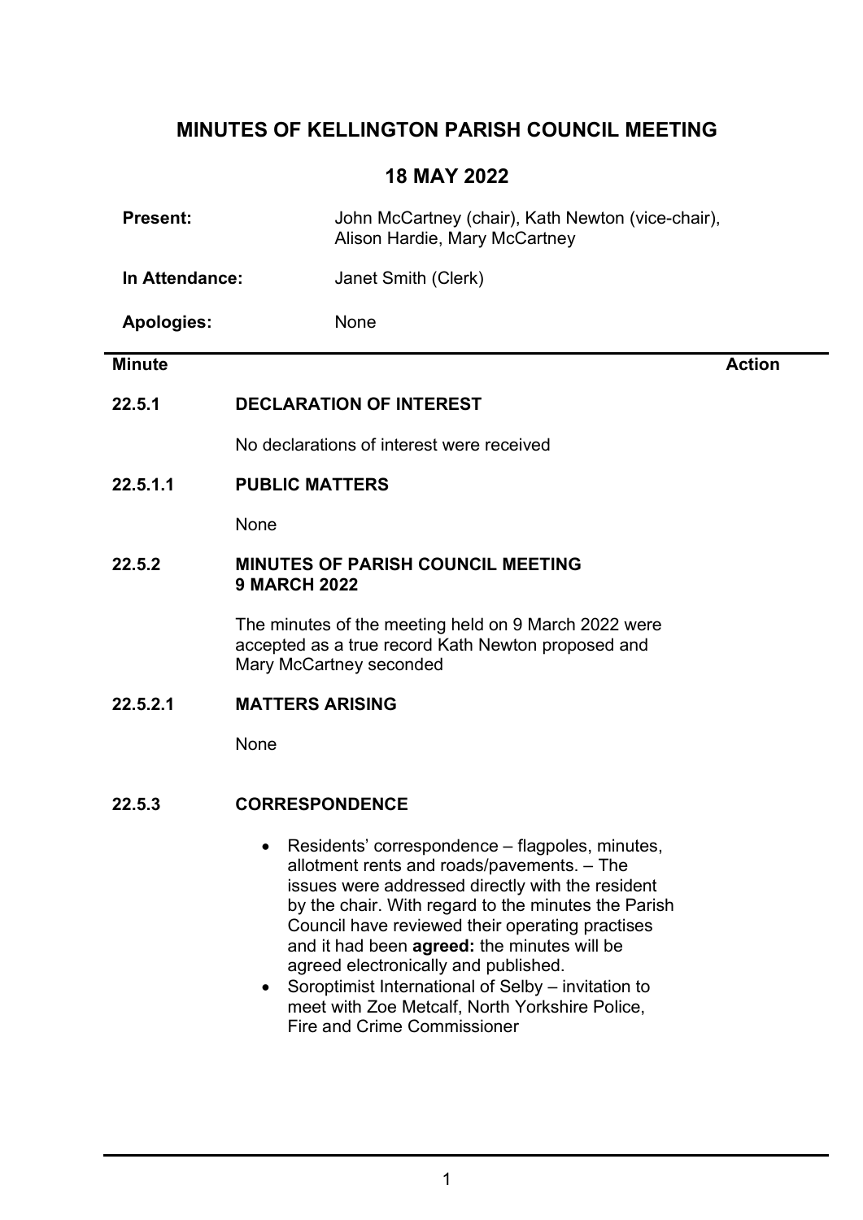# MINUTES OF KELLINGTON PARISH COUNCIL MEETING

## 18 MAY 2022

**Present:** John McCartney (chair), Kath Newton (vice-chair), Alison Hardie, Mary McCartney

**In Attendance:** Janet Smith (Clerk)

**Apologies:** None

| **Minute** | | **Action** |
|---|---|---|

**22.5.1 DECLARATION OF INTEREST**

No declarations of interest were received

**22.5.1.1 PUBLIC MATTERS**

None

**22.5.2 MINUTES OF PARISH COUNCIL MEETING 9 MARCH 2022**

The minutes of the meeting held on 9 March 2022 were accepted as a true record Kath Newton proposed and Mary McCartney seconded

**22.5.2.1 MATTERS ARISING**

None

**22.5.3 CORRESPONDENCE**

- Residents' correspondence – flagpoles, minutes, allotment rents and roads/pavements. – The issues were addressed directly with the resident by the chair. With regard to the minutes the Parish Council have reviewed their operating practises and it had been **agreed:** the minutes will be agreed electronically and published.
- Soroptimist International of Selby – invitation to meet with Zoe Metcalf, North Yorkshire Police, Fire and Crime Commissioner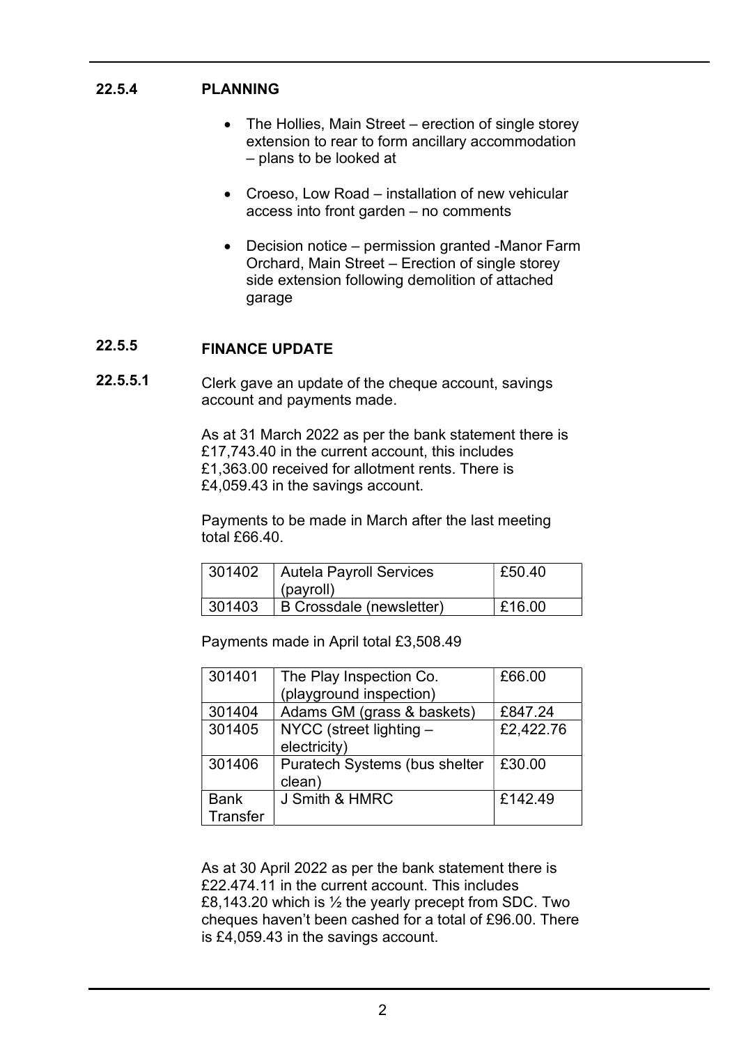## 22.5.4 PLANNING

- The Hollies, Main Street – erection of single storey extension to rear to form ancillary accommodation – plans to be looked at
- Croeso, Low Road – installation of new vehicular access into front garden – no comments
- Decision notice – permission granted -Manor Farm Orchard, Main Street – Erection of single storey side extension following demolition of attached garage

## 22.5.5 FINANCE UPDATE

**22.5.5.1** Clerk gave an update of the cheque account, savings account and payments made.

As at 31 March 2022 as per the bank statement there is £17,743.40 in the current account, this includes £1,363.00 received for allotment rents. There is £4,059.43 in the savings account.

Payments to be made in March after the last meeting total £66.40.

| | | |
|---|---|---|
| 301402 | Autela Payroll Services (payroll) | £50.40 |
| 301403 | B Crossdale (newsletter) | £16.00 |

Payments made in April total £3,508.49

| | | |
|---|---|---|
| 301401 | The Play Inspection Co. (playground inspection) | £66.00 |
| 301404 | Adams GM (grass & baskets) | £847.24 |
| 301405 | NYCC (street lighting – electricity) | £2,422.76 |
| 301406 | Puratech Systems (bus shelter clean) | £30.00 |
| Bank Transfer | J Smith & HMRC | £142.49 |

As at 30 April 2022 as per the bank statement there is £22.474.11 in the current account. This includes £8,143.20 which is ½ the yearly precept from SDC. Two cheques haven't been cashed for a total of £96.00. There is £4,059.43 in the savings account.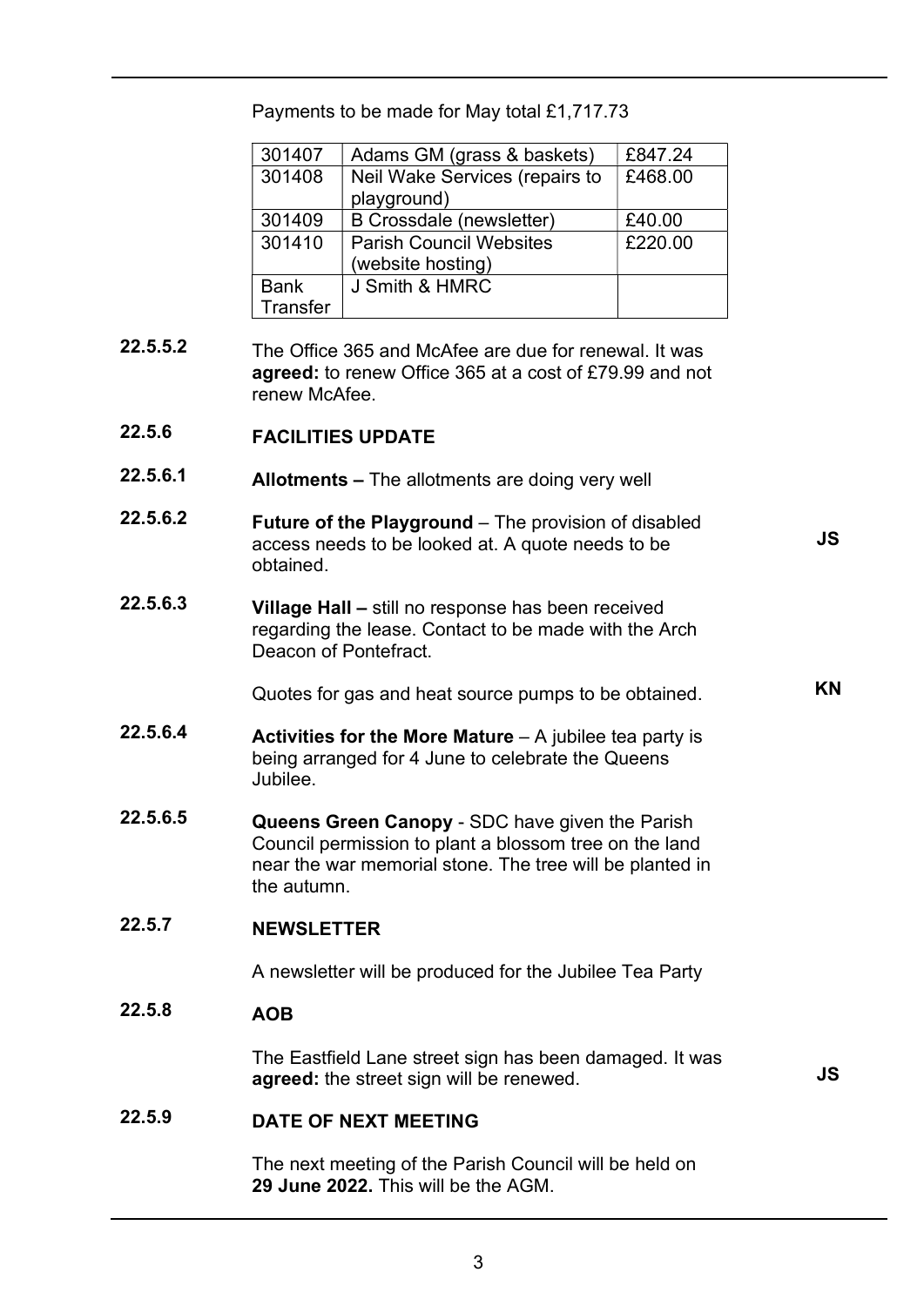Payments to be made for May total £1,717.73

| | | |
|---|---|---|
| 301407 | Adams GM (grass & baskets) | £847.24 |
| 301408 | Neil Wake Services (repairs to playground) | £468.00 |
| 301409 | B Crossdale (newsletter) | £40.00 |
| 301410 | Parish Council Websites (website hosting) | £220.00 |
| Bank Transfer | J Smith & HMRC | |

**22.5.5.2** The Office 365 and McAfee are due for renewal. It was **agreed:** to renew Office 365 at a cost of £79.99 and not renew McAfee.

## 22.5.6 FACILITIES UPDATE

**22.5.6.1** **Allotments –** The allotments are doing very well

**22.5.6.2** **Future of the Playground** – The provision of disabled access needs to be looked at. A quote needs to be obtained. **JS**

**22.5.6.3** **Village Hall –** still no response has been received regarding the lease. Contact to be made with the Arch Deacon of Pontefract.

Quotes for gas and heat source pumps to be obtained. **KN**

**22.5.6.4** **Activities for the More Mature** – A jubilee tea party is being arranged for 4 June to celebrate the Queens Jubilee.

**22.5.6.5** **Queens Green Canopy** - SDC have given the Parish Council permission to plant a blossom tree on the land near the war memorial stone. The tree will be planted in the autumn.

## 22.5.7 NEWSLETTER

A newsletter will be produced for the Jubilee Tea Party

## 22.5.8 AOB

The Eastfield Lane street sign has been damaged. It was **agreed:** the street sign will be renewed. **JS**

## 22.5.9 DATE OF NEXT MEETING

The next meeting of the Parish Council will be held on **29 June 2022.** This will be the AGM.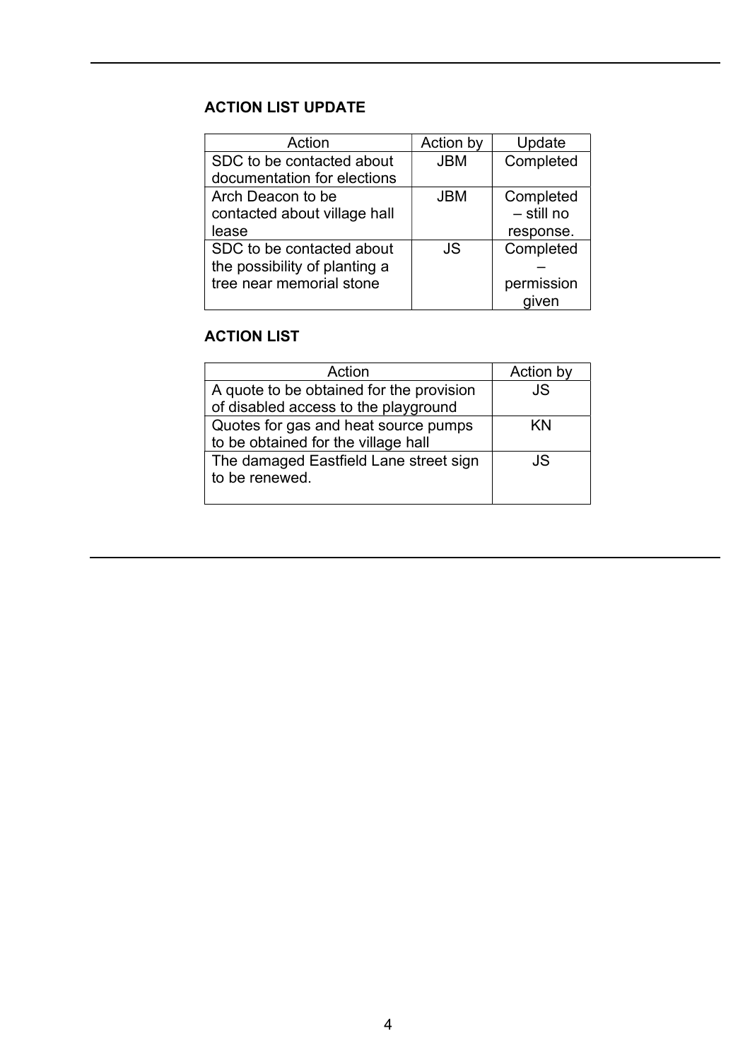**ACTION LIST UPDATE**

| Action | Action by | Update |
|---|---|---|
| SDC to be contacted about documentation for elections | JBM | Completed |
| Arch Deacon to be contacted about village hall lease | JBM | Completed – still no response. |
| SDC to be contacted about the possibility of planting a tree near memorial stone | JS | Completed – permission given |

**ACTION LIST**

| Action | Action by |
|---|---|
| A quote to be obtained for the provision of disabled access to the playground | JS |
| Quotes for gas and heat source pumps to be obtained for the village hall | KN |
| The damaged Eastfield Lane street sign to be renewed. | JS |